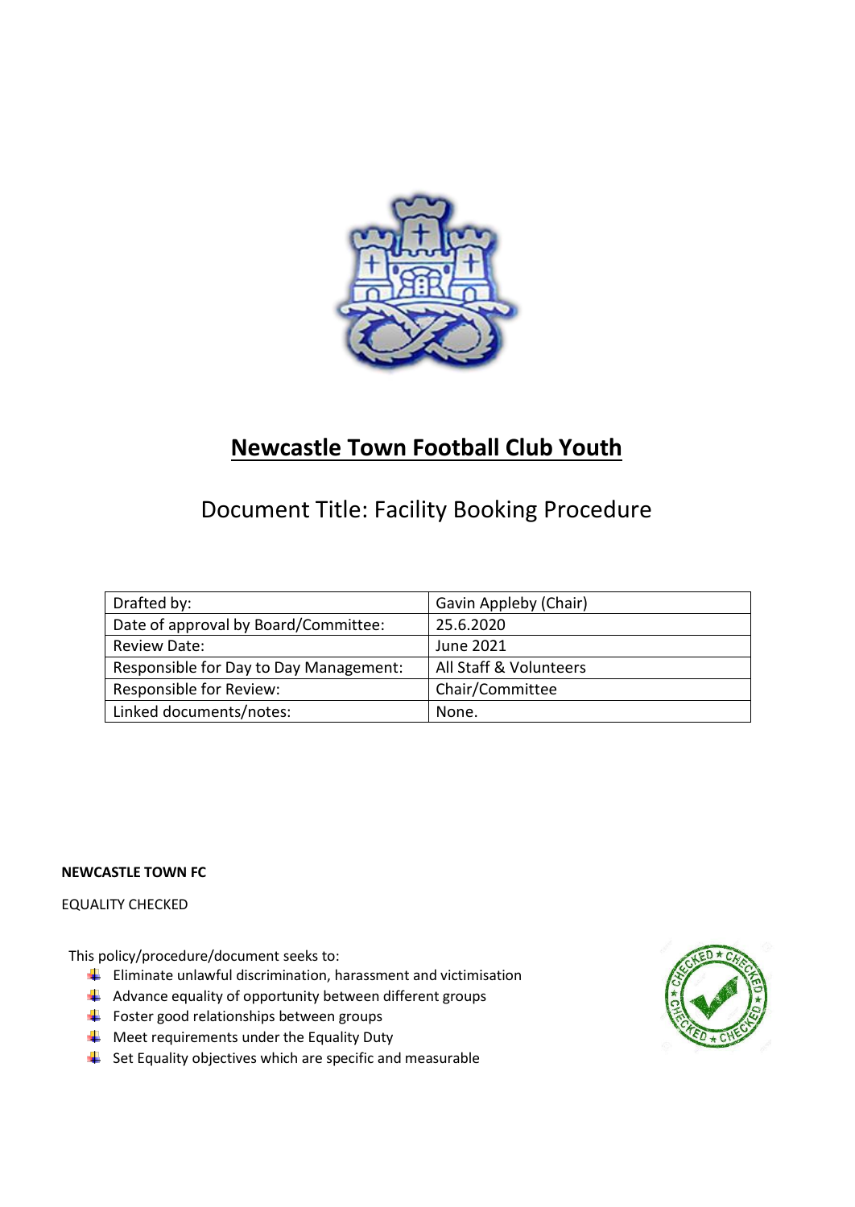# Newcastle Town Football Club Youth

## Document Title: Facility Booking Procedure

| Drafted by: | Gavin Appleby (Chair) |
|---|---|
| Date of approval by Board/Committee: | 25.6.2020 |
| Review Date: | June 2021 |
| Responsible for Day to Day Management: | All Staff & Volunteers |
| Responsible for Review: | Chair/Committee |
| Linked documents/notes: | None. |

**NEWCASTLE TOWN FC**

EQUALITY CHECKED

This policy/procedure/document seeks to:

- Eliminate unlawful discrimination, harassment and victimisation
- Advance equality of opportunity between different groups
- Foster good relationships between groups
- Meet requirements under the Equality Duty
- Set Equality objectives which are specific and measurable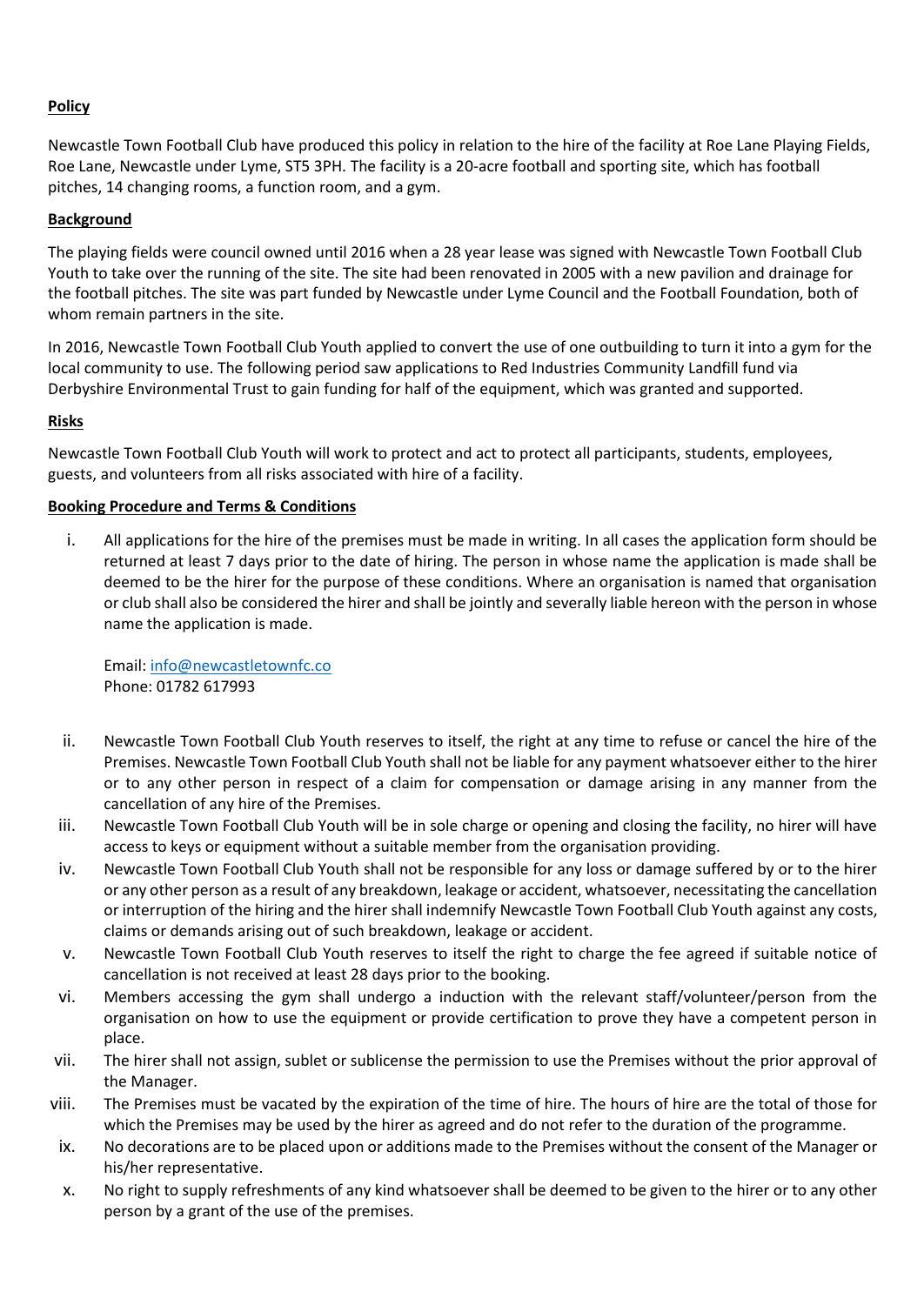**Policy**

Newcastle Town Football Club have produced this policy in relation to the hire of the facility at Roe Lane Playing Fields, Roe Lane, Newcastle under Lyme, ST5 3PH. The facility is a 20-acre football and sporting site, which has football pitches, 14 changing rooms, a function room, and a gym.

**Background**

The playing fields were council owned until 2016 when a 28 year lease was signed with Newcastle Town Football Club Youth to take over the running of the site. The site had been renovated in 2005 with a new pavilion and drainage for the football pitches. The site was part funded by Newcastle under Lyme Council and the Football Foundation, both of whom remain partners in the site.

In 2016, Newcastle Town Football Club Youth applied to convert the use of one outbuilding to turn it into a gym for the local community to use. The following period saw applications to Red Industries Community Landfill fund via Derbyshire Environmental Trust to gain funding for half of the equipment, which was granted and supported.

**Risks**

Newcastle Town Football Club Youth will work to protect and act to protect all participants, students, employees, guests, and volunteers from all risks associated with hire of a facility.

**Booking Procedure and Terms & Conditions**

i. All applications for the hire of the premises must be made in writing. In all cases the application form should be returned at least 7 days prior to the date of hiring. The person in whose name the application is made shall be deemed to be the hirer for the purpose of these conditions. Where an organisation is named that organisation or club shall also be considered the hirer and shall be jointly and severally liable hereon with the person in whose name the application is made.

   Email: info@newcastletownfc.co
   Phone: 01782 617993

ii. Newcastle Town Football Club Youth reserves to itself, the right at any time to refuse or cancel the hire of the Premises. Newcastle Town Football Club Youth shall not be liable for any payment whatsoever either to the hirer or to any other person in respect of a claim for compensation or damage arising in any manner from the cancellation of any hire of the Premises.

iii. Newcastle Town Football Club Youth will be in sole charge or opening and closing the facility, no hirer will have access to keys or equipment without a suitable member from the organisation providing.

iv. Newcastle Town Football Club Youth shall not be responsible for any loss or damage suffered by or to the hirer or any other person as a result of any breakdown, leakage or accident, whatsoever, necessitating the cancellation or interruption of the hiring and the hirer shall indemnify Newcastle Town Football Club Youth against any costs, claims or demands arising out of such breakdown, leakage or accident.

v. Newcastle Town Football Club Youth reserves to itself the right to charge the fee agreed if suitable notice of cancellation is not received at least 28 days prior to the booking.

vi. Members accessing the gym shall undergo a induction with the relevant staff/volunteer/person from the organisation on how to use the equipment or provide certification to prove they have a competent person in place.

vii. The hirer shall not assign, sublet or sublicense the permission to use the Premises without the prior approval of the Manager.

viii. The Premises must be vacated by the expiration of the time of hire. The hours of hire are the total of those for which the Premises may be used by the hirer as agreed and do not refer to the duration of the programme.

ix. No decorations are to be placed upon or additions made to the Premises without the consent of the Manager or his/her representative.

x. No right to supply refreshments of any kind whatsoever shall be deemed to be given to the hirer or to any other person by a grant of the use of the premises.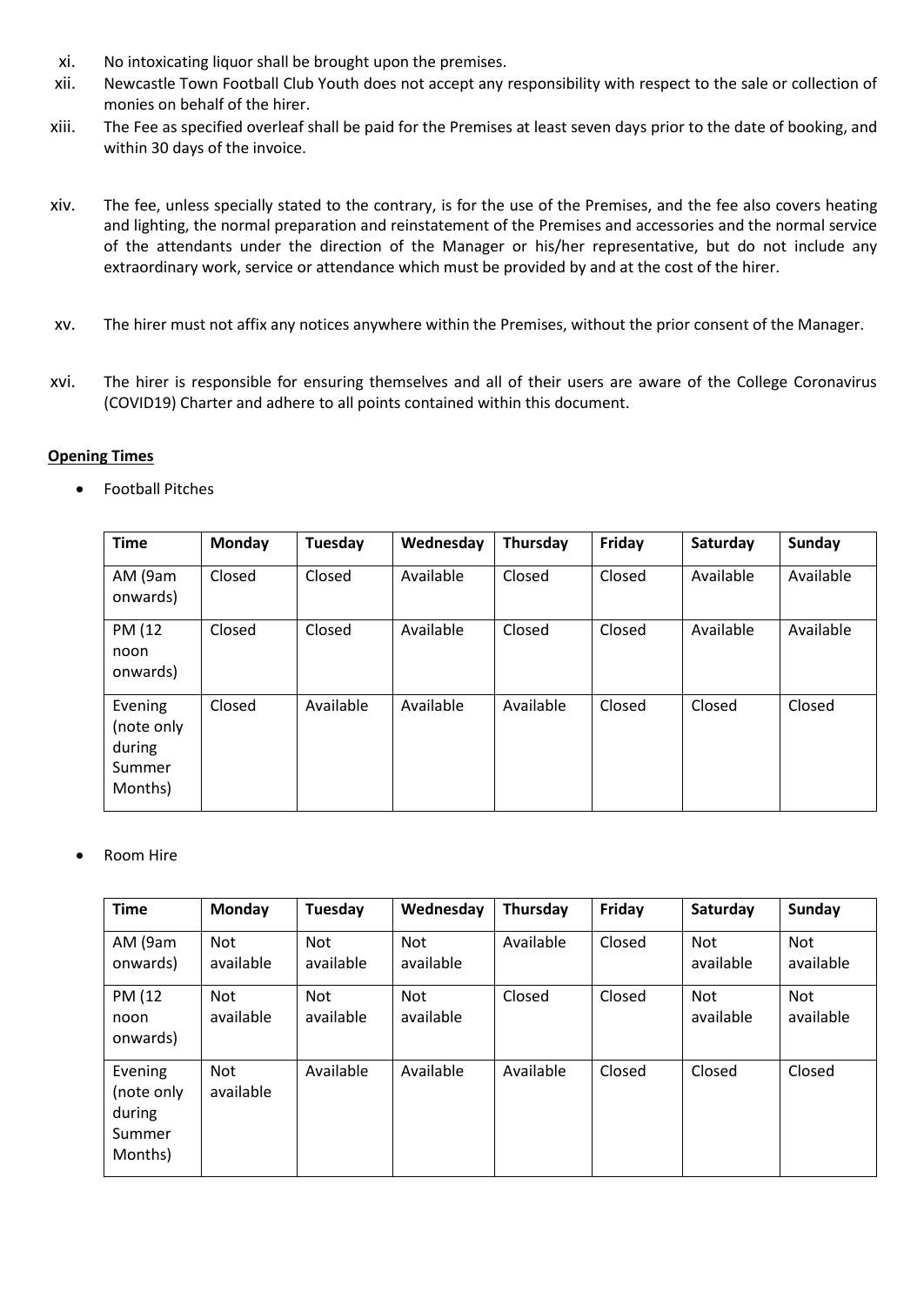- xi. No intoxicating liquor shall be brought upon the premises.
- xii. Newcastle Town Football Club Youth does not accept any responsibility with respect to the sale or collection of monies on behalf of the hirer.
- xiii. The Fee as specified overleaf shall be paid for the Premises at least seven days prior to the date of booking, and within 30 days of the invoice.
- xiv. The fee, unless specially stated to the contrary, is for the use of the Premises, and the fee also covers heating and lighting, the normal preparation and reinstatement of the Premises and accessories and the normal service of the attendants under the direction of the Manager or his/her representative, but do not include any extraordinary work, service or attendance which must be provided by and at the cost of the hirer.
- xv. The hirer must not affix any notices anywhere within the Premises, without the prior consent of the Manager.
- xvi. The hirer is responsible for ensuring themselves and all of their users are aware of the College Coronavirus (COVID19) Charter and adhere to all points contained within this document.

**Opening Times**

- Football Pitches

| Time | Monday | Tuesday | Wednesday | Thursday | Friday | Saturday | Sunday |
|---|---|---|---|---|---|---|---|
| AM (9am onwards) | Closed | Closed | Available | Closed | Closed | Available | Available |
| PM (12 noon onwards) | Closed | Closed | Available | Closed | Closed | Available | Available |
| Evening (note only during Summer Months) | Closed | Available | Available | Available | Closed | Closed | Closed |

- Room Hire

| Time | Monday | Tuesday | Wednesday | Thursday | Friday | Saturday | Sunday |
|---|---|---|---|---|---|---|---|
| AM (9am onwards) | Not available | Not available | Not available | Available | Closed | Not available | Not available |
| PM (12 noon onwards) | Not available | Not available | Not available | Closed | Closed | Not available | Not available |
| Evening (note only during Summer Months) | Not available | Available | Available | Available | Closed | Closed | Closed |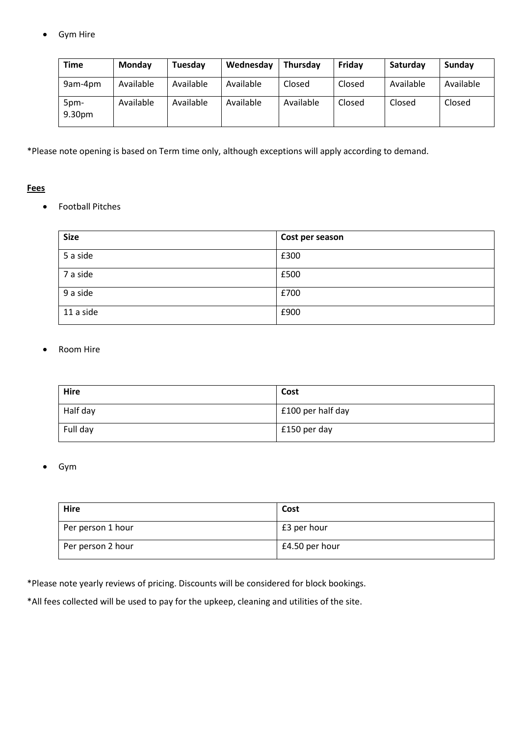- Gym Hire

| Time | Monday | Tuesday | Wednesday | Thursday | Friday | Saturday | Sunday |
|---|---|---|---|---|---|---|---|
| 9am-4pm | Available | Available | Available | Closed | Closed | Available | Available |
| 5pm-9.30pm | Available | Available | Available | Available | Closed | Closed | Closed |

*Please note opening is based on Term time only, although exceptions will apply according to demand.

**Fees**

- Football Pitches

| Size | Cost per season |
|---|---|
| 5 a side | £300 |
| 7 a side | £500 |
| 9 a side | £700 |
| 11 a side | £900 |

- Room Hire

| Hire | Cost |
|---|---|
| Half day | £100 per half day |
| Full day | £150 per day |

- Gym

| Hire | Cost |
|---|---|
| Per person 1 hour | £3 per hour |
| Per person 2 hour | £4.50 per hour |

*Please note yearly reviews of pricing. Discounts will be considered for block bookings.

*All fees collected will be used to pay for the upkeep, cleaning and utilities of the site.